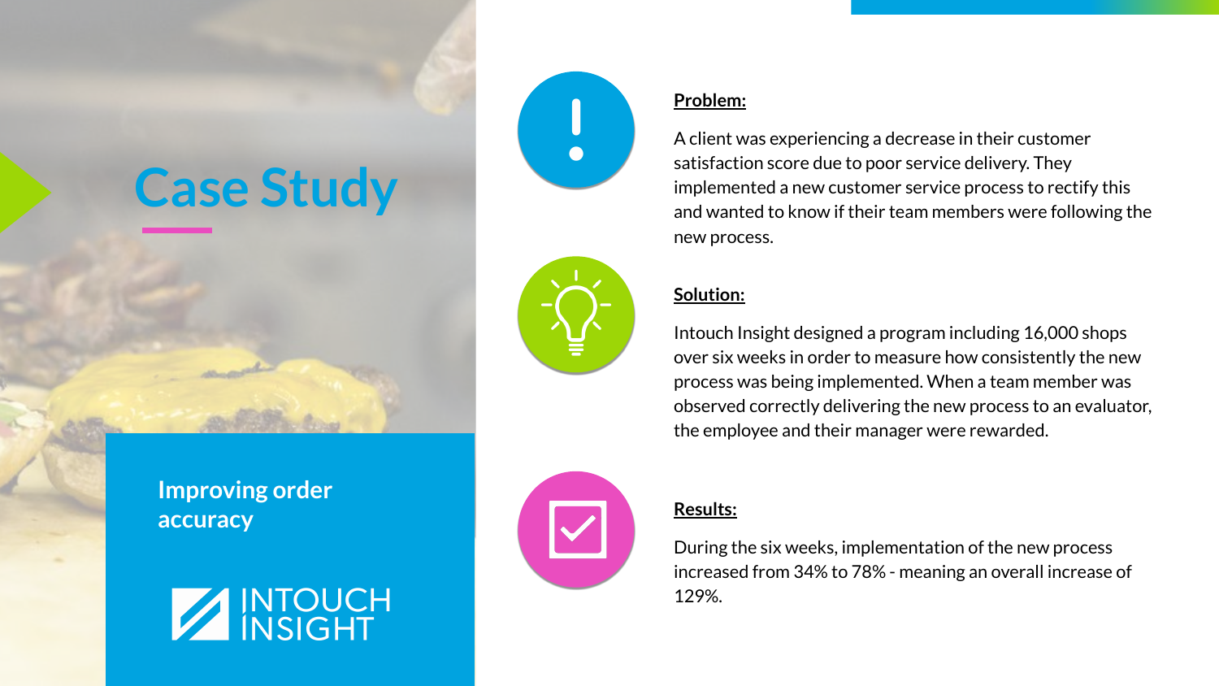# Case Study

## Improving order accuracy

INTOUCH INSIGHT

**Problem:**

A client was experiencing a decrease in their customer satisfaction score due to poor service delivery. They implemented a new customer service process to rectify this and wanted to know if their team members were following the new process.

**Solution:**

Intouch Insight designed a program including 16,000 shops over six weeks in order to measure how consistently the new process was being implemented. When a team member was observed correctly delivering the new process to an evaluator, the employee and their manager were rewarded.

**Results:**

During the six weeks, implementation of the new process increased from 34% to 78% - meaning an overall increase of 129%.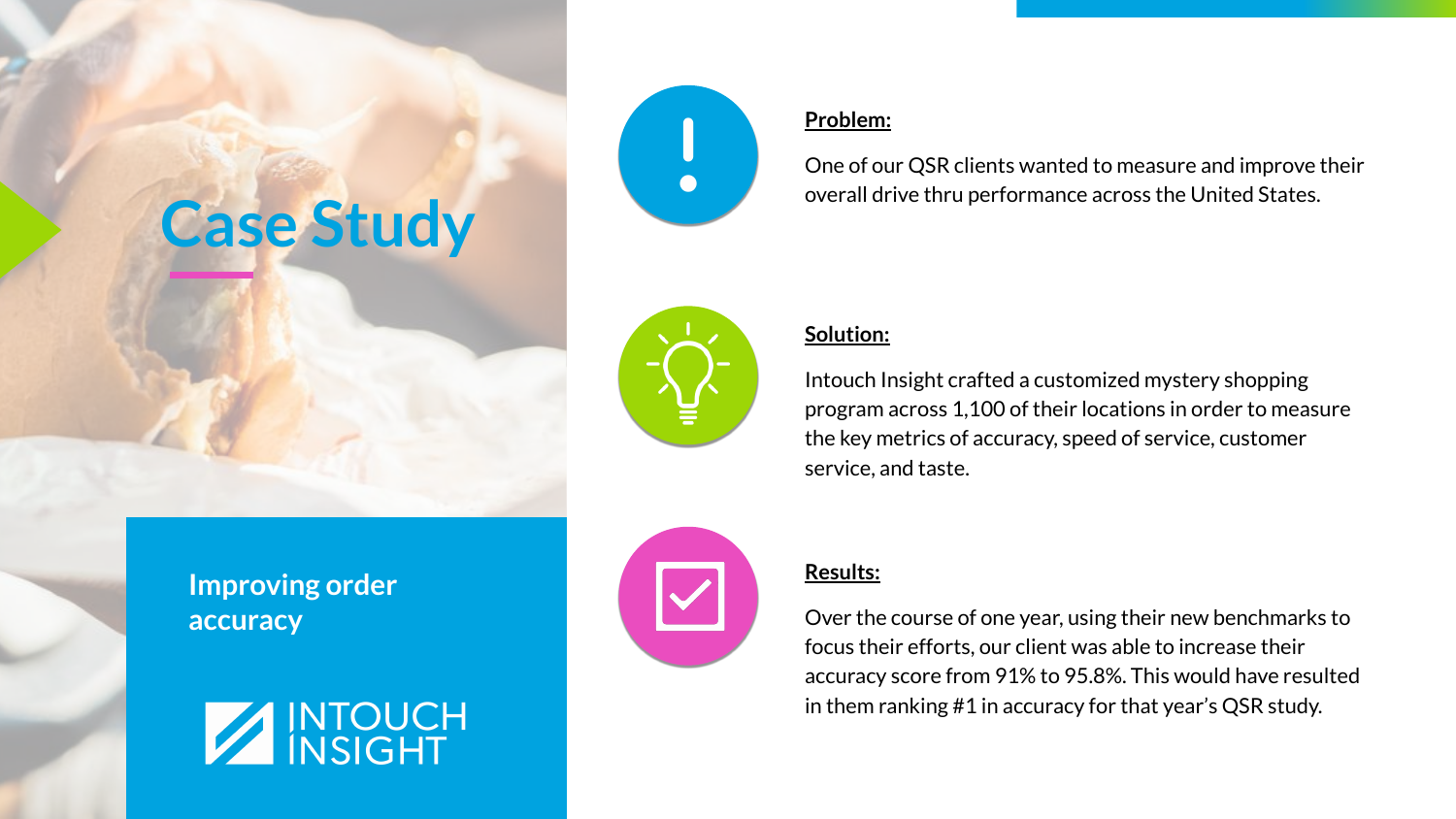# Case Study

## Improving order accuracy

INTOUCH INSIGHT

**Problem:**

One of our QSR clients wanted to measure and improve their overall drive thru performance across the United States.

**Solution:**

Intouch Insight crafted a customized mystery shopping program across 1,100 of their locations in order to measure the key metrics of accuracy, speed of service, customer service, and taste.

**Results:**

Over the course of one year, using their new benchmarks to focus their efforts, our client was able to increase their accuracy score from 91% to 95.8%. This would have resulted in them ranking #1 in accuracy for that year's QSR study.